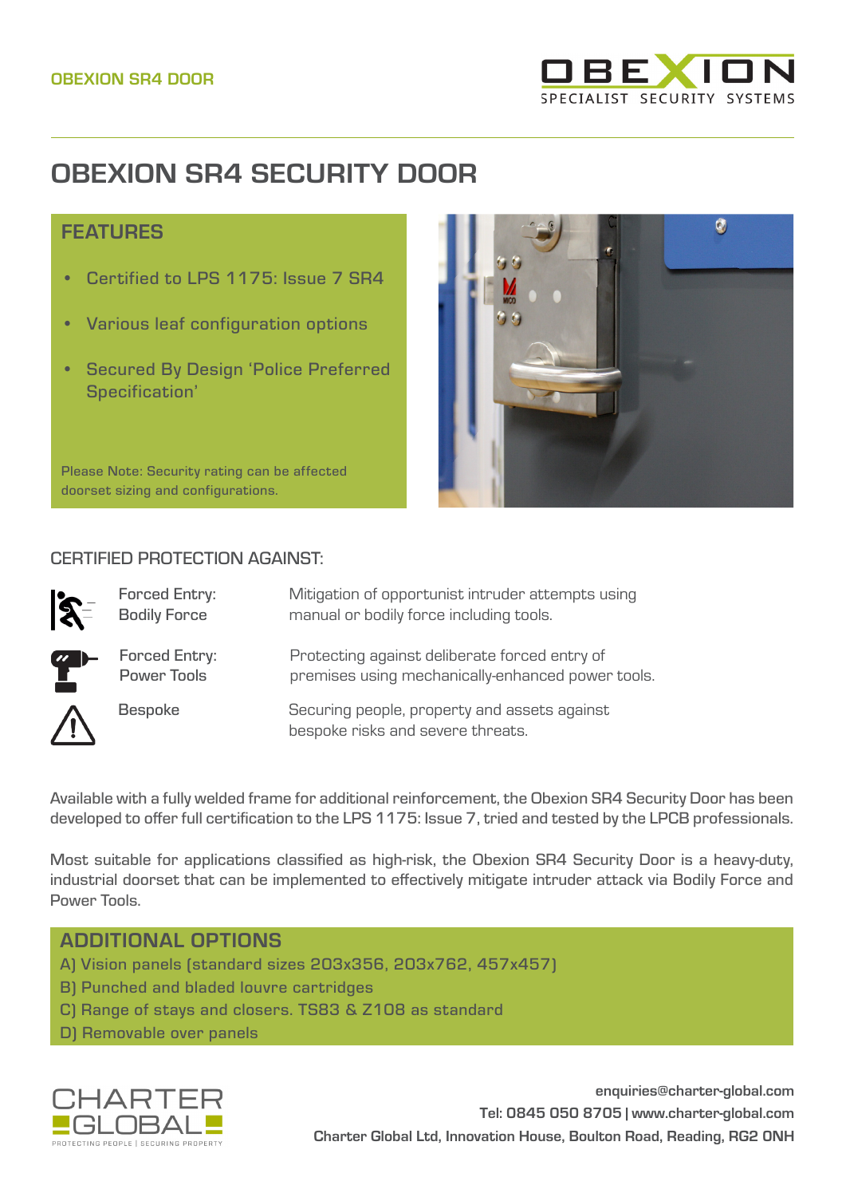OBEXION SR4 DOOR

OBEXION
SPECIALIST SECURITY SYSTEMS

# OBEXION SR4 SECURITY DOOR

## FEATURES

- Certified to LPS 1175: Issue 7 SR4
- Various leaf configuration options
- Secured By Design 'Police Preferred Specification'

Please Note: Security rating can be affected doorset sizing and configurations.

### CERTIFIED PROTECTION AGAINST:

| | |
|---|---|
| Forced Entry: Bodily Force | Mitigation of opportunist intruder attempts using manual or bodily force including tools. |
| Forced Entry: Power Tools | Protecting against deliberate forced entry of premises using mechanically-enhanced power tools. |
| Bespoke | Securing people, property and assets against bespoke risks and severe threats. |

Available with a fully welded frame for additional reinforcement, the Obexion SR4 Security Door has been developed to offer full certification to the LPS 1175: Issue 7, tried and tested by the LPCB professionals.

Most suitable for applications classified as high-risk, the Obexion SR4 Security Door is a heavy-duty, industrial doorset that can be implemented to effectively mitigate intruder attack via Bodily Force and Power Tools.

## ADDITIONAL OPTIONS

A) Vision panels (standard sizes 203x356, 203x762, 457x457)
B) Punched and bladed louvre cartridges
C) Range of stays and closers. TS83 & Z108 as standard
D) Removable over panels

CHARTER GLOBAL
PROTECTING PEOPLE | SECURING PROPERTY

enquiries@charter-global.com
Tel: 0845 050 8705 | www.charter-global.com
Charter Global Ltd, Innovation House, Boulton Road, Reading, RG2 0NH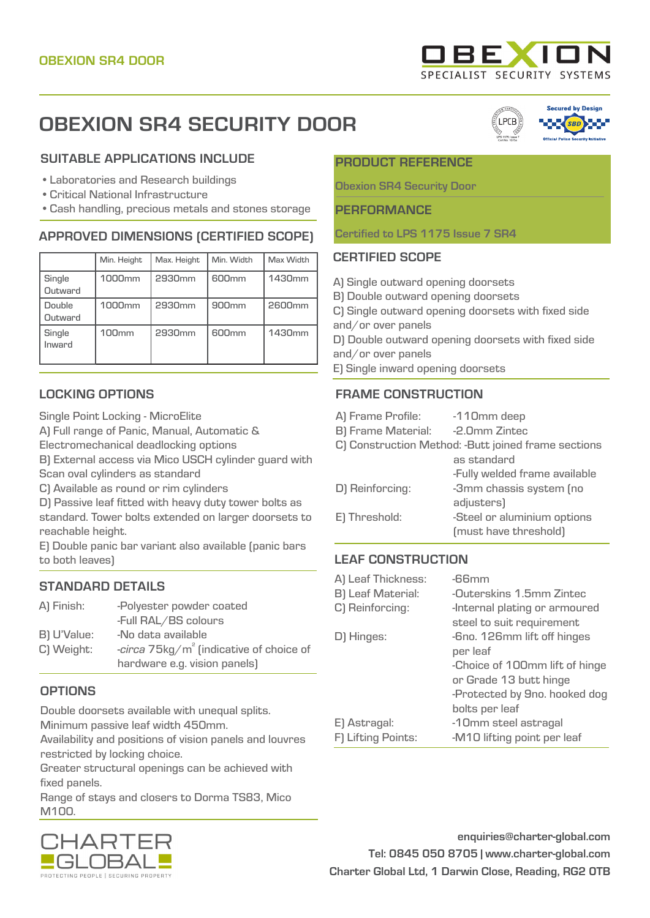OBEXION SR4 DOOR

OBEXION
SPECIALIST SECURITY SYSTEMS

# OBEXION SR4 SECURITY DOOR

## SUITABLE APPLICATIONS INCLUDE

- Laboratories and Research buildings
- Critical National Infrastructure
- Cash handling, precious metals and stones storage

## APPROVED DIMENSIONS (CERTIFIED SCOPE)

| | Min. Height | Max. Height | Min. Width | Max Width |
|---|---|---|---|---|
| Single Outward | 1000mm | 2930mm | 600mm | 1430mm |
| Double Outward | 1000mm | 2930mm | 900mm | 2600mm |
| Single Inward | 100mm | 2930mm | 600mm | 1430mm |

## LOCKING OPTIONS

Single Point Locking - MicroElite

A) Full range of Panic, Manual, Automatic & Electromechanical deadlocking options

B) External access via Mico USCH cylinder guard with Scan oval cylinders as standard

C) Available as round or rim cylinders

D) Passive leaf fitted with heavy duty tower bolts as standard. Tower bolts extended on larger doorsets to reachable height.

E) Double panic bar variant also available (panic bars to both leaves)

## STANDARD DETAILS

| | |
|---|---|
| A) Finish: | -Polyester powder coated<br>-Full RAL/BS colours |
| B) U'Value: | -No data available |
| C) Weight: | -*circa* 75kg/$m^2$ (indicative of choice of hardware e.g. vision panels) |

## OPTIONS

Double doorsets available with unequal splits.
Minimum passive leaf width 450mm.
Availability and positions of vision panels and louvres restricted by locking choice.
Greater structural openings can be achieved with fixed panels.
Range of stays and closers to Dorma TS83, Mico M100.

## PRODUCT REFERENCE

Obexion SR4 Security Door

## PERFORMANCE

Certified to LPS 1175 Issue 7 SR4

## CERTIFIED SCOPE

A) Single outward opening doorsets
B) Double outward opening doorsets
C) Single outward opening doorsets with fixed side and/or over panels
D) Double outward opening doorsets with fixed side and/or over panels
E) Single inward opening doorsets

## FRAME CONSTRUCTION

| | |
|---|---|
| A) Frame Profile: | -110mm deep |
| B) Frame Material: | -2.0mm Zintec |
| C) Construction Method: | -Butt joined frame sections as standard<br>-Fully welded frame available |
| D) Reinforcing: | -3mm chassis system (no adjusters) |
| E) Threshold: | -Steel or aluminium options (must have threshold) |

## LEAF CONSTRUCTION

| | |
|---|---|
| A) Leaf Thickness: | -66mm |
| B) Leaf Material: | -Outerskins 1.5mm Zintec |
| C) Reinforcing: | -Internal plating or armoured steel to suit requirement |
| D) Hinges: | -6no. 126mm lift off hinges per leaf<br>-Choice of 100mm lift of hinge or Grade 13 butt hinge<br>-Protected by 9no. hooked dog bolts per leaf |
| E) Astragal: | -10mm steel astragal |
| F) Lifting Points: | -M10 lifting point per leaf |

CHARTER GLOBAL
PROTECTING PEOPLE | SECURING PROPERTY

**enquiries@charter-global.com**
**Tel: 0845 050 8705 | www.charter-global.com**
**Charter Global Ltd, 1 Darwin Close, Reading, RG2 0TB**